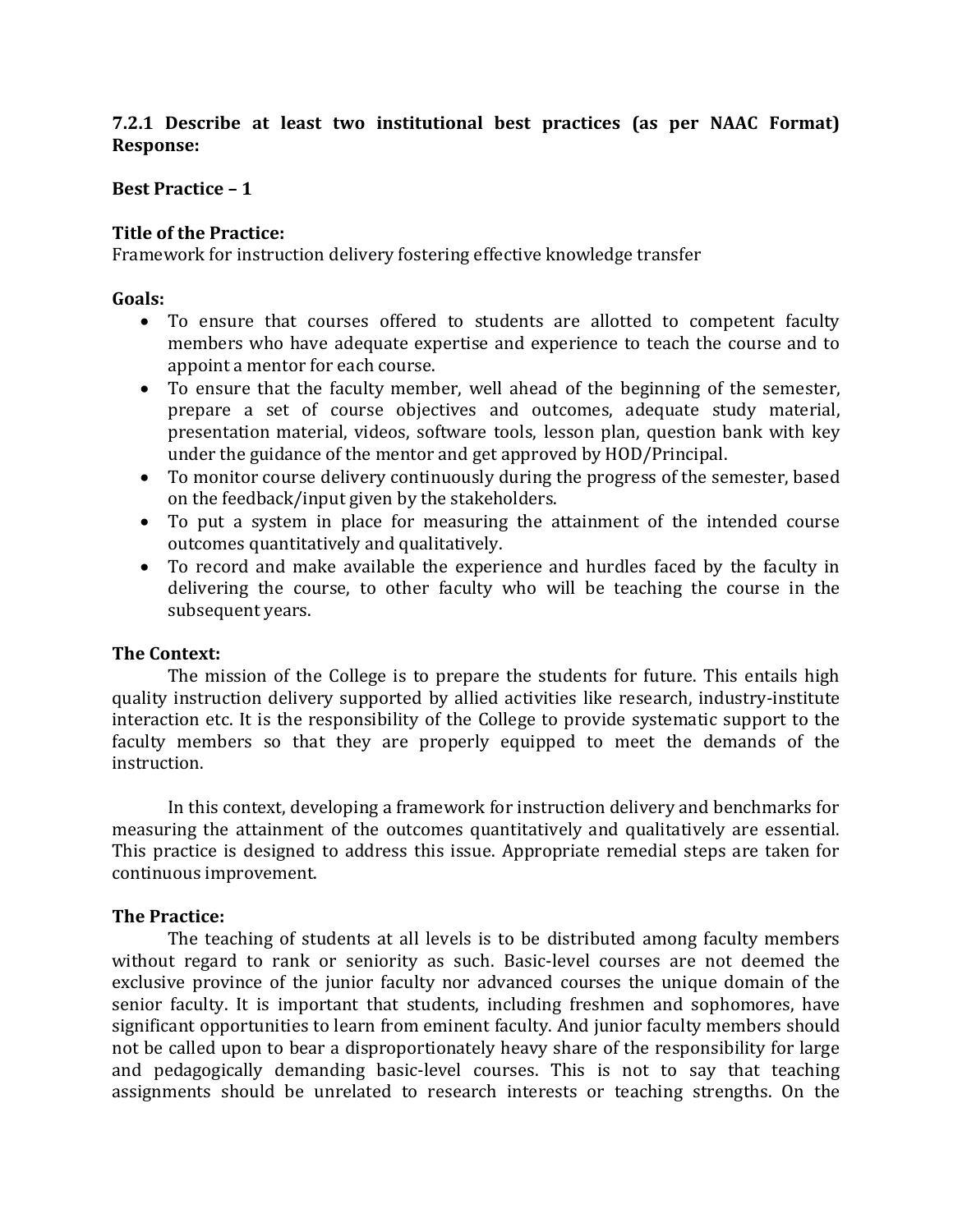**7.2.1 Describe at least two institutional best practices (as per NAAC Format) Response:**

**Best Practice – 1**

**Title of the Practice:**
Framework for instruction delivery fostering effective knowledge transfer

**Goals:**

- To ensure that courses offered to students are allotted to competent faculty members who have adequate expertise and experience to teach the course and to appoint a mentor for each course.
- To ensure that the faculty member, well ahead of the beginning of the semester, prepare a set of course objectives and outcomes, adequate study material, presentation material, videos, software tools, lesson plan, question bank with key under the guidance of the mentor and get approved by HOD/Principal.
- To monitor course delivery continuously during the progress of the semester, based on the feedback/input given by the stakeholders.
- To put a system in place for measuring the attainment of the intended course outcomes quantitatively and qualitatively.
- To record and make available the experience and hurdles faced by the faculty in delivering the course, to other faculty who will be teaching the course in the subsequent years.

**The Context:**

The mission of the College is to prepare the students for future. This entails high quality instruction delivery supported by allied activities like research, industry-institute interaction etc. It is the responsibility of the College to provide systematic support to the faculty members so that they are properly equipped to meet the demands of the instruction.

In this context, developing a framework for instruction delivery and benchmarks for measuring the attainment of the outcomes quantitatively and qualitatively are essential. This practice is designed to address this issue. Appropriate remedial steps are taken for continuous improvement.

**The Practice:**

The teaching of students at all levels is to be distributed among faculty members without regard to rank or seniority as such. Basic-level courses are not deemed the exclusive province of the junior faculty nor advanced courses the unique domain of the senior faculty. It is important that students, including freshmen and sophomores, have significant opportunities to learn from eminent faculty. And junior faculty members should not be called upon to bear a disproportionately heavy share of the responsibility for large and pedagogically demanding basic-level courses. This is not to say that teaching assignments should be unrelated to research interests or teaching strengths. On the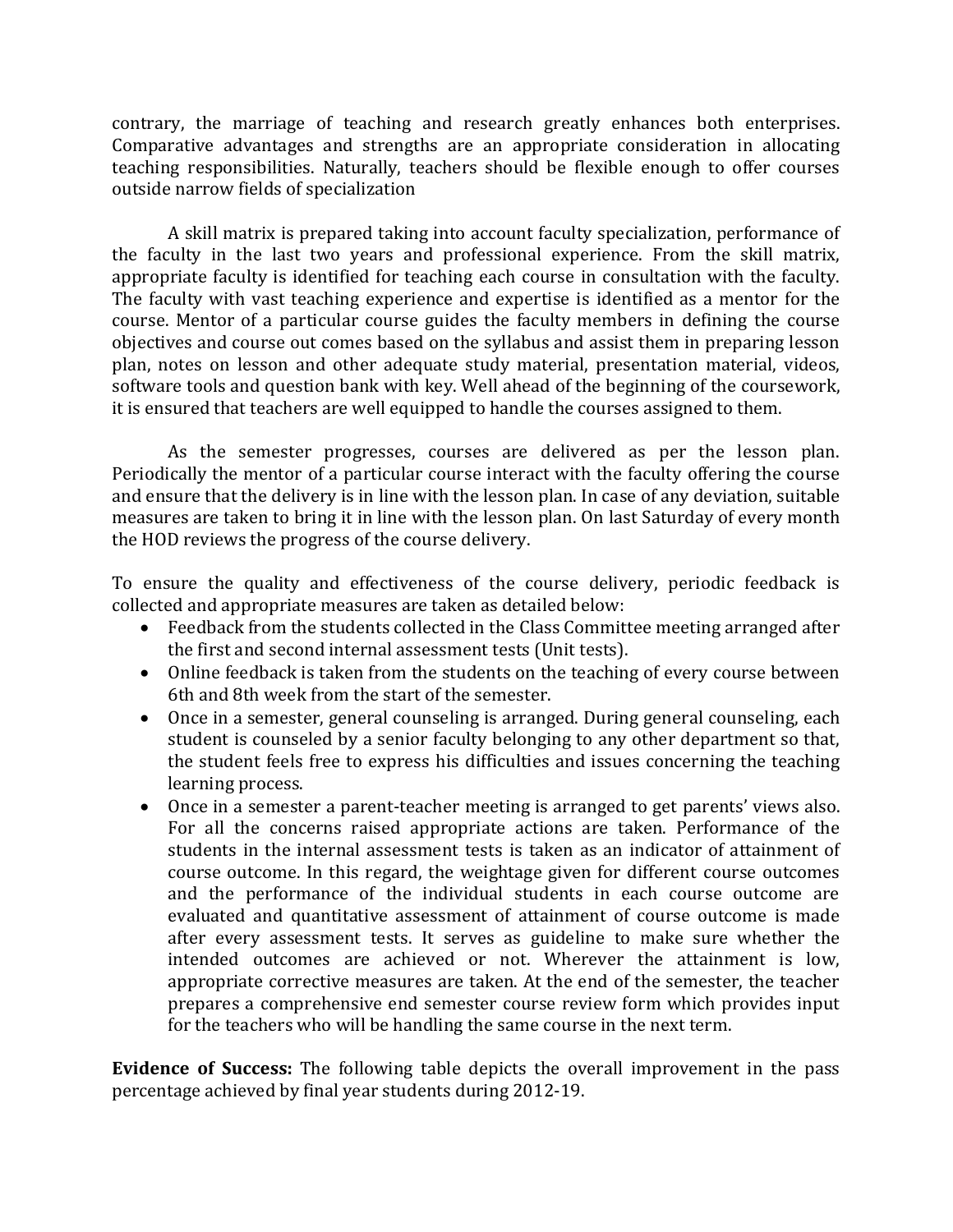contrary, the marriage of teaching and research greatly enhances both enterprises. Comparative advantages and strengths are an appropriate consideration in allocating teaching responsibilities. Naturally, teachers should be flexible enough to offer courses outside narrow fields of specialization

A skill matrix is prepared taking into account faculty specialization, performance of the faculty in the last two years and professional experience. From the skill matrix, appropriate faculty is identified for teaching each course in consultation with the faculty. The faculty with vast teaching experience and expertise is identified as a mentor for the course. Mentor of a particular course guides the faculty members in defining the course objectives and course out comes based on the syllabus and assist them in preparing lesson plan, notes on lesson and other adequate study material, presentation material, videos, software tools and question bank with key. Well ahead of the beginning of the coursework, it is ensured that teachers are well equipped to handle the courses assigned to them.

As the semester progresses, courses are delivered as per the lesson plan. Periodically the mentor of a particular course interact with the faculty offering the course and ensure that the delivery is in line with the lesson plan. In case of any deviation, suitable measures are taken to bring it in line with the lesson plan. On last Saturday of every month the HOD reviews the progress of the course delivery.

To ensure the quality and effectiveness of the course delivery, periodic feedback is collected and appropriate measures are taken as detailed below:

- Feedback from the students collected in the Class Committee meeting arranged after the first and second internal assessment tests (Unit tests).
- Online feedback is taken from the students on the teaching of every course between 6th and 8th week from the start of the semester.
- Once in a semester, general counseling is arranged. During general counseling, each student is counseled by a senior faculty belonging to any other department so that, the student feels free to express his difficulties and issues concerning the teaching learning process.
- Once in a semester a parent-teacher meeting is arranged to get parents' views also. For all the concerns raised appropriate actions are taken. Performance of the students in the internal assessment tests is taken as an indicator of attainment of course outcome. In this regard, the weightage given for different course outcomes and the performance of the individual students in each course outcome are evaluated and quantitative assessment of attainment of course outcome is made after every assessment tests. It serves as guideline to make sure whether the intended outcomes are achieved or not. Wherever the attainment is low, appropriate corrective measures are taken. At the end of the semester, the teacher prepares a comprehensive end semester course review form which provides input for the teachers who will be handling the same course in the next term.

**Evidence of Success:** The following table depicts the overall improvement in the pass percentage achieved by final year students during 2012-19.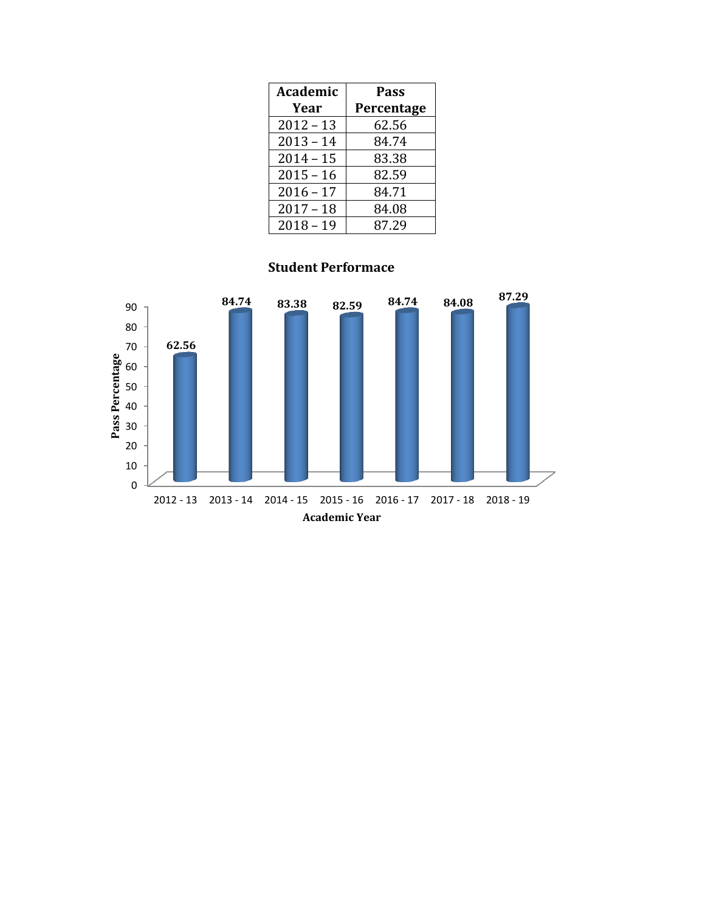| Academic Year | Pass Percentage |
|---|---|
| 2012 – 13 | 62.56 |
| 2013 – 14 | 84.74 |
| 2014 – 15 | 83.38 |
| 2015 – 16 | 82.59 |
| 2016 – 17 | 84.71 |
| 2017 – 18 | 84.08 |
| 2018 – 19 | 87.29 |

**Student Performace**

| Academic Year | Pass Percentage |
|---|---|
| 2012 - 13 | 62.56 |
| 2013 - 14 | 84.74 |
| 2014 - 15 | 83.38 |
| 2015 - 16 | 82.59 |
| 2016 - 17 | 84.74 |
| 2017 - 18 | 84.08 |
| 2018 - 19 | 87.29 |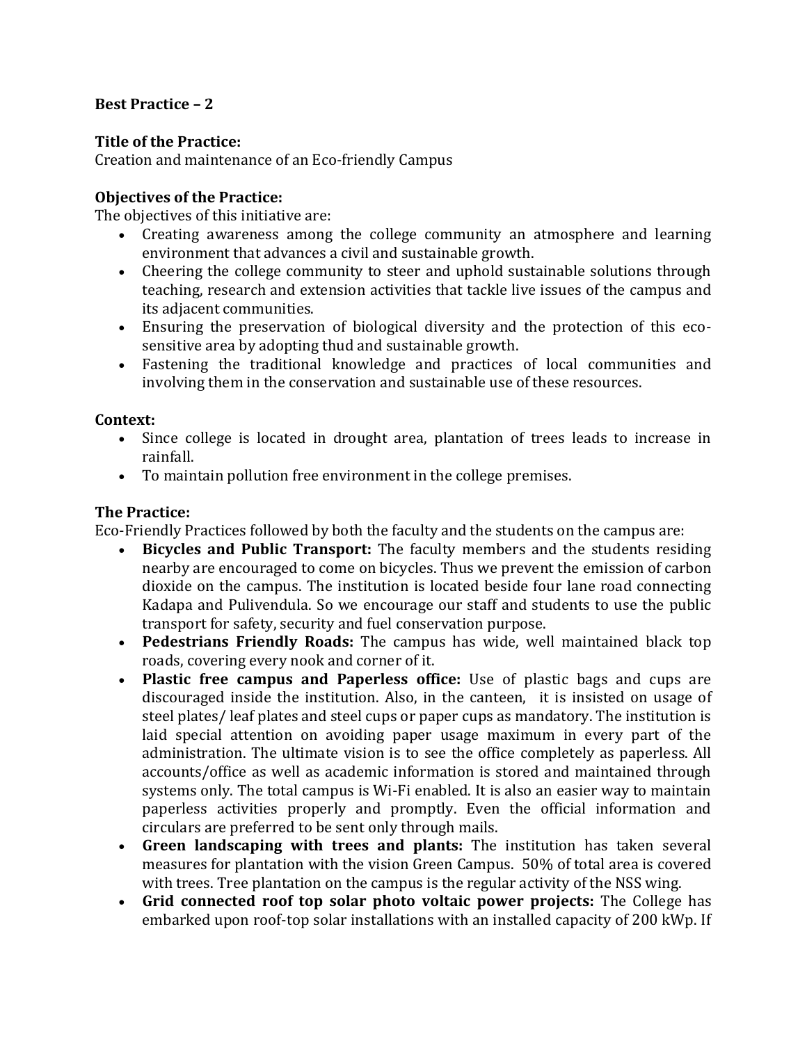**Best Practice – 2**

**Title of the Practice:**
Creation and maintenance of an Eco-friendly Campus

**Objectives of the Practice:**
The objectives of this initiative are:

- Creating awareness among the college community an atmosphere and learning environment that advances a civil and sustainable growth.
- Cheering the college community to steer and uphold sustainable solutions through teaching, research and extension activities that tackle live issues of the campus and its adjacent communities.
- Ensuring the preservation of biological diversity and the protection of this eco-sensitive area by adopting thud and sustainable growth.
- Fastening the traditional knowledge and practices of local communities and involving them in the conservation and sustainable use of these resources.

**Context:**

- Since college is located in drought area, plantation of trees leads to increase in rainfall.
- To maintain pollution free environment in the college premises.

**The Practice:**
Eco-Friendly Practices followed by both the faculty and the students on the campus are:

- **Bicycles and Public Transport:** The faculty members and the students residing nearby are encouraged to come on bicycles. Thus we prevent the emission of carbon dioxide on the campus. The institution is located beside four lane road connecting Kadapa and Pulivendula. So we encourage our staff and students to use the public transport for safety, security and fuel conservation purpose.
- **Pedestrians Friendly Roads:** The campus has wide, well maintained black top roads, covering every nook and corner of it.
- **Plastic free campus and Paperless office:** Use of plastic bags and cups are discouraged inside the institution. Also, in the canteen, it is insisted on usage of steel plates/ leaf plates and steel cups or paper cups as mandatory. The institution is laid special attention on avoiding paper usage maximum in every part of the administration. The ultimate vision is to see the office completely as paperless. All accounts/office as well as academic information is stored and maintained through systems only. The total campus is Wi-Fi enabled. It is also an easier way to maintain paperless activities properly and promptly. Even the official information and circulars are preferred to be sent only through mails.
- **Green landscaping with trees and plants:** The institution has taken several measures for plantation with the vision Green Campus. 50% of total area is covered with trees. Tree plantation on the campus is the regular activity of the NSS wing.
- **Grid connected roof top solar photo voltaic power projects:** The College has embarked upon roof-top solar installations with an installed capacity of 200 kWp. If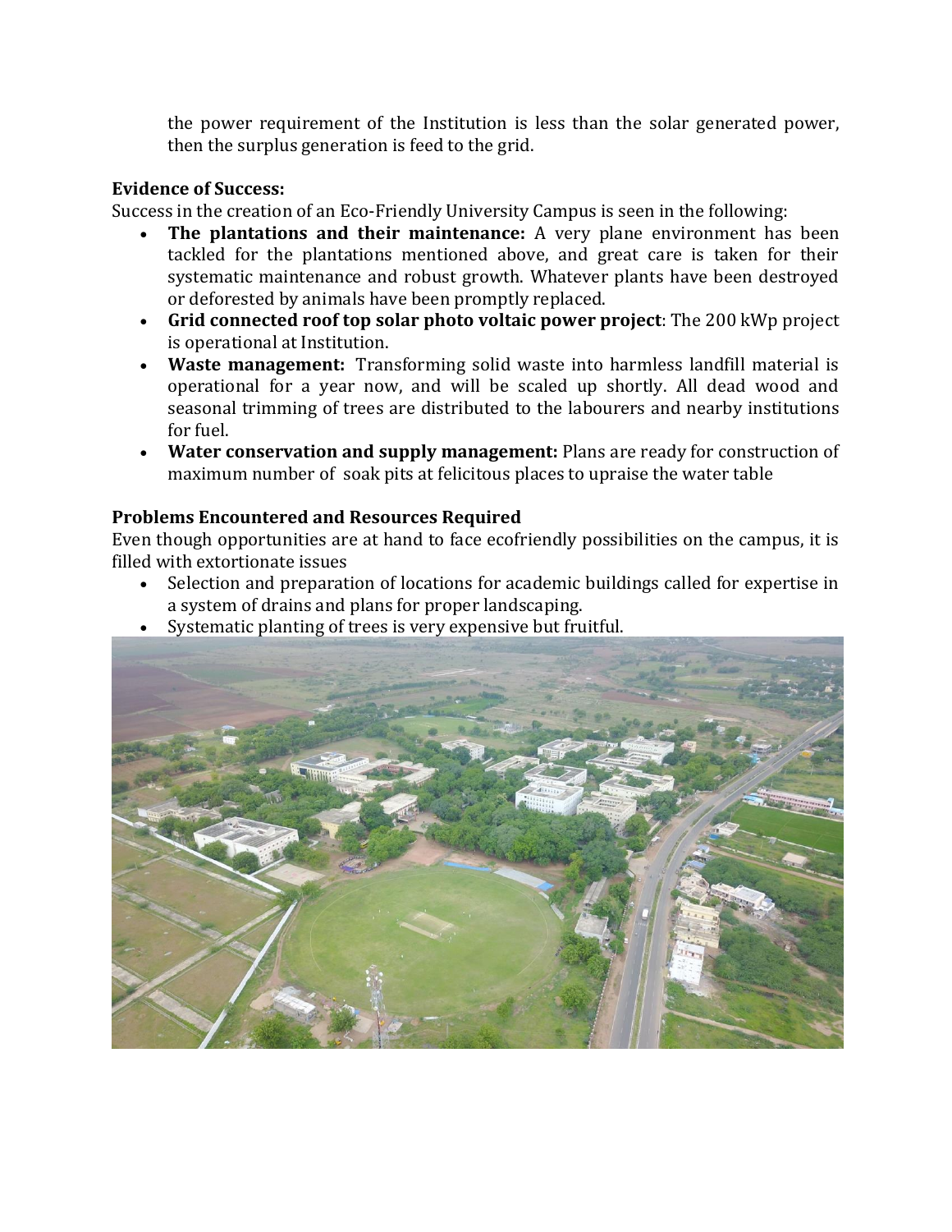the power requirement of the Institution is less than the solar generated power, then the surplus generation is feed to the grid.

**Evidence of Success:**

Success in the creation of an Eco-Friendly University Campus is seen in the following:

- **The plantations and their maintenance:** A very plane environment has been tackled for the plantations mentioned above, and great care is taken for their systematic maintenance and robust growth. Whatever plants have been destroyed or deforested by animals have been promptly replaced.
- **Grid connected roof top solar photo voltaic power project**: The 200 kWp project is operational at Institution.
- **Waste management:** Transforming solid waste into harmless landfill material is operational for a year now, and will be scaled up shortly. All dead wood and seasonal trimming of trees are distributed to the labourers and nearby institutions for fuel.
- **Water conservation and supply management:** Plans are ready for construction of maximum number of soak pits at felicitous places to upraise the water table

**Problems Encountered and Resources Required**

Even though opportunities are at hand to face ecofriendly possibilities on the campus, it is filled with extortionate issues

- Selection and preparation of locations for academic buildings called for expertise in a system of drains and plans for proper landscaping.
- Systematic planting of trees is very expensive but fruitful.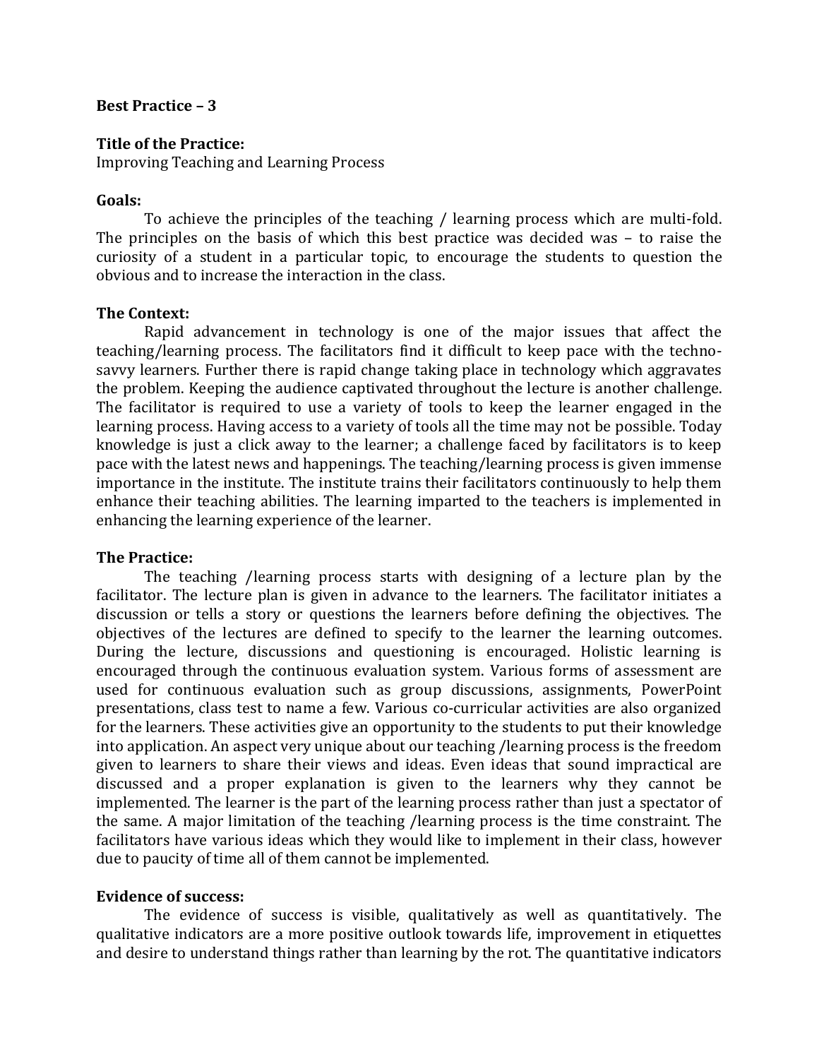**Best Practice – 3**

**Title of the Practice:**
Improving Teaching and Learning Process

**Goals:**

To achieve the principles of the teaching / learning process which are multi-fold. The principles on the basis of which this best practice was decided was – to raise the curiosity of a student in a particular topic, to encourage the students to question the obvious and to increase the interaction in the class.

**The Context:**

Rapid advancement in technology is one of the major issues that affect the teaching/learning process. The facilitators find it difficult to keep pace with the techno-savvy learners. Further there is rapid change taking place in technology which aggravates the problem. Keeping the audience captivated throughout the lecture is another challenge. The facilitator is required to use a variety of tools to keep the learner engaged in the learning process. Having access to a variety of tools all the time may not be possible. Today knowledge is just a click away to the learner; a challenge faced by facilitators is to keep pace with the latest news and happenings. The teaching/learning process is given immense importance in the institute. The institute trains their facilitators continuously to help them enhance their teaching abilities. The learning imparted to the teachers is implemented in enhancing the learning experience of the learner.

**The Practice:**

The teaching /learning process starts with designing of a lecture plan by the facilitator. The lecture plan is given in advance to the learners. The facilitator initiates a discussion or tells a story or questions the learners before defining the objectives. The objectives of the lectures are defined to specify to the learner the learning outcomes. During the lecture, discussions and questioning is encouraged. Holistic learning is encouraged through the continuous evaluation system. Various forms of assessment are used for continuous evaluation such as group discussions, assignments, PowerPoint presentations, class test to name a few. Various co-curricular activities are also organized for the learners. These activities give an opportunity to the students to put their knowledge into application. An aspect very unique about our teaching /learning process is the freedom given to learners to share their views and ideas. Even ideas that sound impractical are discussed and a proper explanation is given to the learners why they cannot be implemented. The learner is the part of the learning process rather than just a spectator of the same. A major limitation of the teaching /learning process is the time constraint. The facilitators have various ideas which they would like to implement in their class, however due to paucity of time all of them cannot be implemented.

**Evidence of success:**

The evidence of success is visible, qualitatively as well as quantitatively. The qualitative indicators are a more positive outlook towards life, improvement in etiquettes and desire to understand things rather than learning by the rot. The quantitative indicators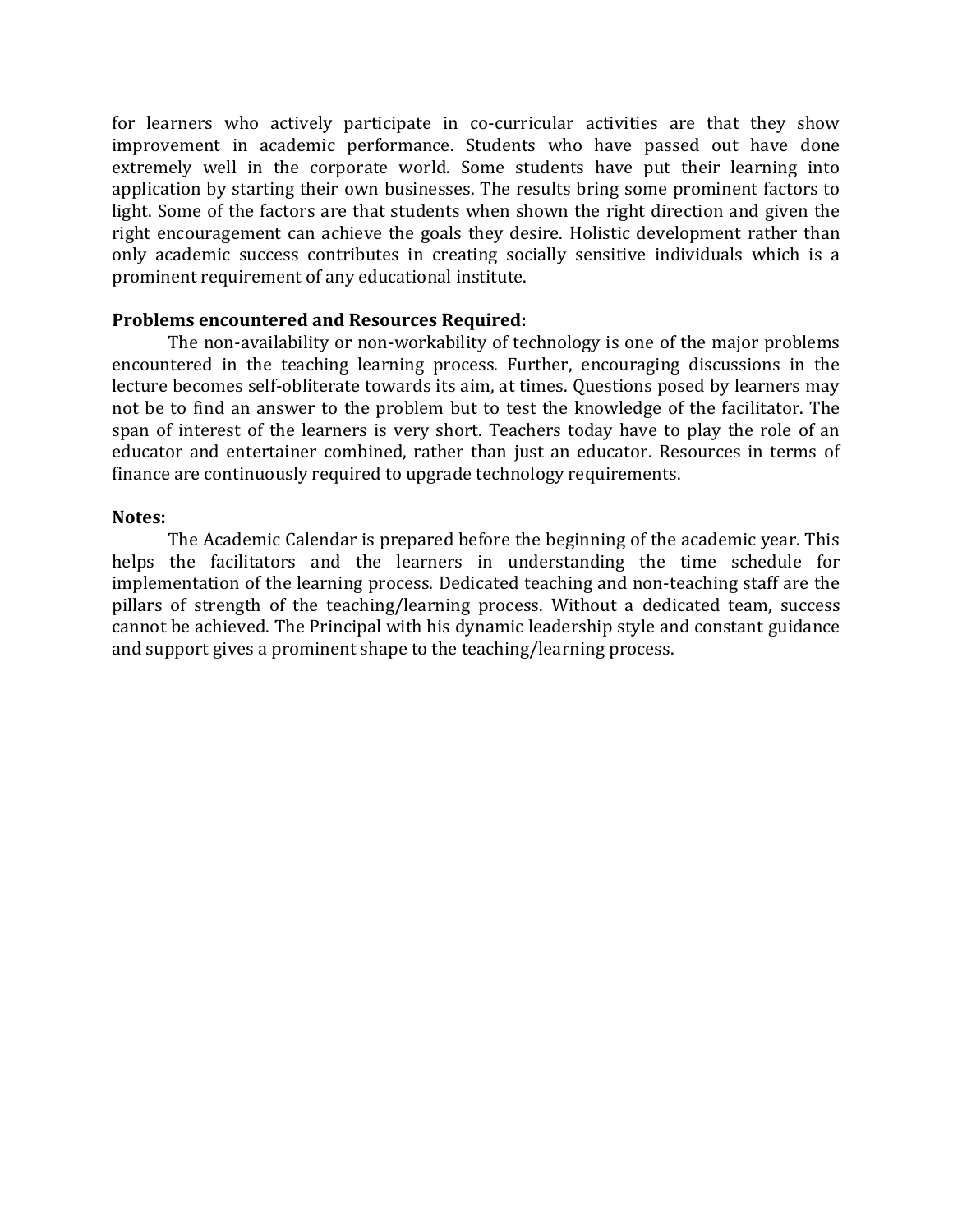for learners who actively participate in co-curricular activities are that they show improvement in academic performance. Students who have passed out have done extremely well in the corporate world. Some students have put their learning into application by starting their own businesses. The results bring some prominent factors to light. Some of the factors are that students when shown the right direction and given the right encouragement can achieve the goals they desire. Holistic development rather than only academic success contributes in creating socially sensitive individuals which is a prominent requirement of any educational institute.

**Problems encountered and Resources Required:**

The non-availability or non-workability of technology is one of the major problems encountered in the teaching learning process. Further, encouraging discussions in the lecture becomes self-obliterate towards its aim, at times. Questions posed by learners may not be to find an answer to the problem but to test the knowledge of the facilitator. The span of interest of the learners is very short. Teachers today have to play the role of an educator and entertainer combined, rather than just an educator. Resources in terms of finance are continuously required to upgrade technology requirements.

**Notes:**

The Academic Calendar is prepared before the beginning of the academic year. This helps the facilitators and the learners in understanding the time schedule for implementation of the learning process. Dedicated teaching and non-teaching staff are the pillars of strength of the teaching/learning process. Without a dedicated team, success cannot be achieved. The Principal with his dynamic leadership style and constant guidance and support gives a prominent shape to the teaching/learning process.